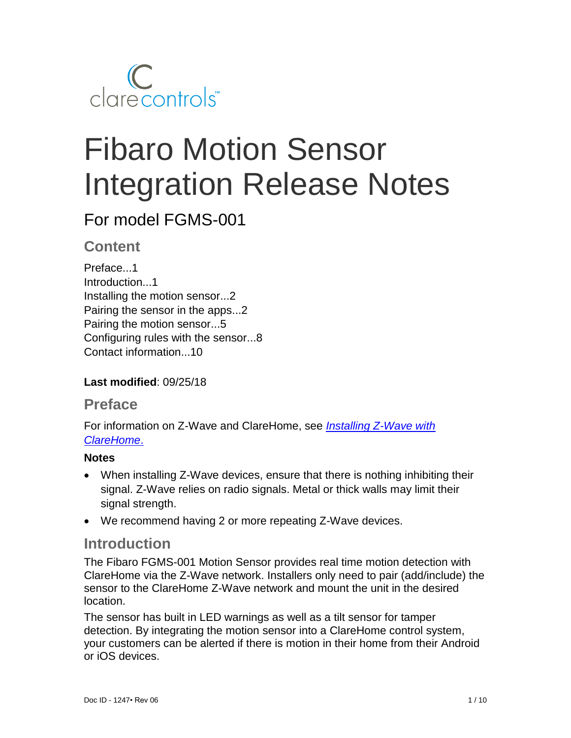clarecontrols™

# Fibaro Motion Sensor Integration Release Notes

## For model FGMS-001

### Content

Preface...1
Introduction...1
Installing the motion sensor...2
Pairing the sensor in the apps...2
Pairing the motion sensor...5
Configuring rules with the sensor...8
Contact information...10

**Last modified**: 09/25/18

### Preface

For information on Z-Wave and ClareHome, see *Installing Z-Wave with ClareHome*.

**Notes**

- When installing Z-Wave devices, ensure that there is nothing inhibiting their signal. Z-Wave relies on radio signals. Metal or thick walls may limit their signal strength.
- We recommend having 2 or more repeating Z-Wave devices.

### Introduction

The Fibaro FGMS-001 Motion Sensor provides real time motion detection with ClareHome via the Z-Wave network. Installers only need to pair (add/include) the sensor to the ClareHome Z-Wave network and mount the unit in the desired location.

The sensor has built in LED warnings as well as a tilt sensor for tamper detection. By integrating the motion sensor into a ClareHome control system, your customers can be alerted if there is motion in their home from their Android or iOS devices.

Doc ID - 1247• Rev 06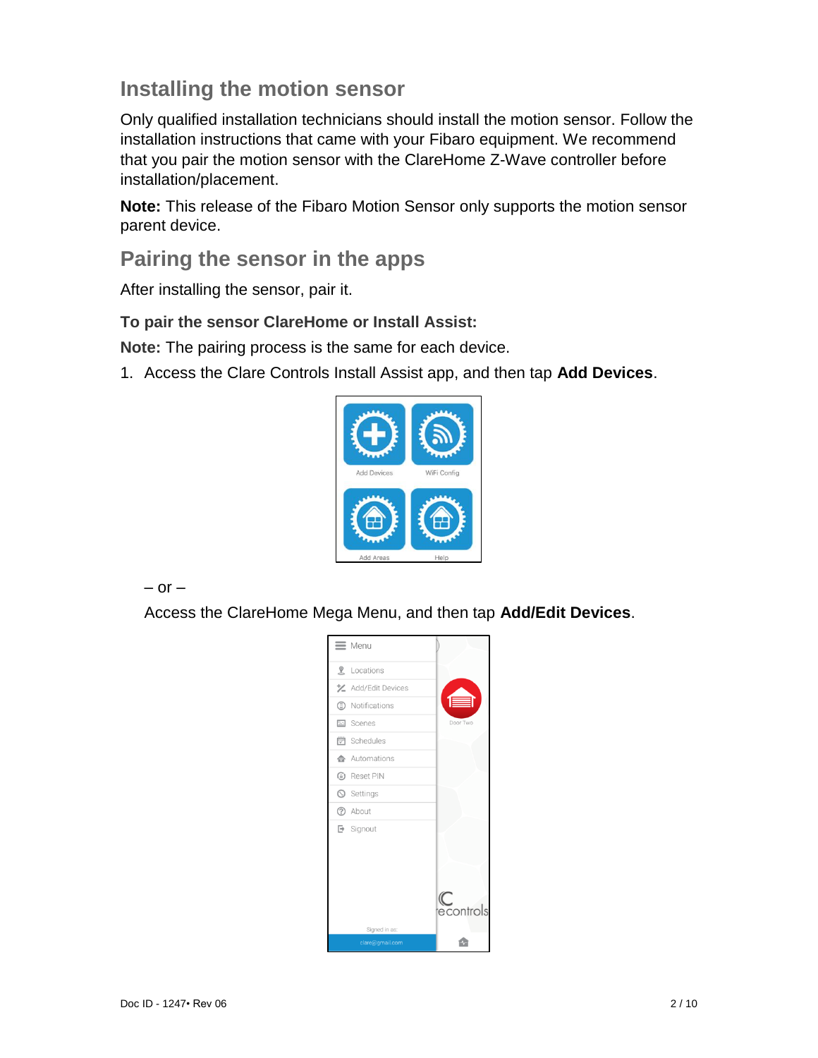## Installing the motion sensor

Only qualified installation technicians should install the motion sensor. Follow the installation instructions that came with your Fibaro equipment. We recommend that you pair the motion sensor with the ClareHome Z-Wave controller before installation/placement.

**Note:** This release of the Fibaro Motion Sensor only supports the motion sensor parent device.

## Pairing the sensor in the apps

After installing the sensor, pair it.

**To pair the sensor ClareHome or Install Assist:**

**Note:** The pairing process is the same for each device.

1. Access the Clare Controls Install Assist app, and then tap **Add Devices**.

   – or –

   Access the ClareHome Mega Menu, and then tap **Add/Edit Devices**.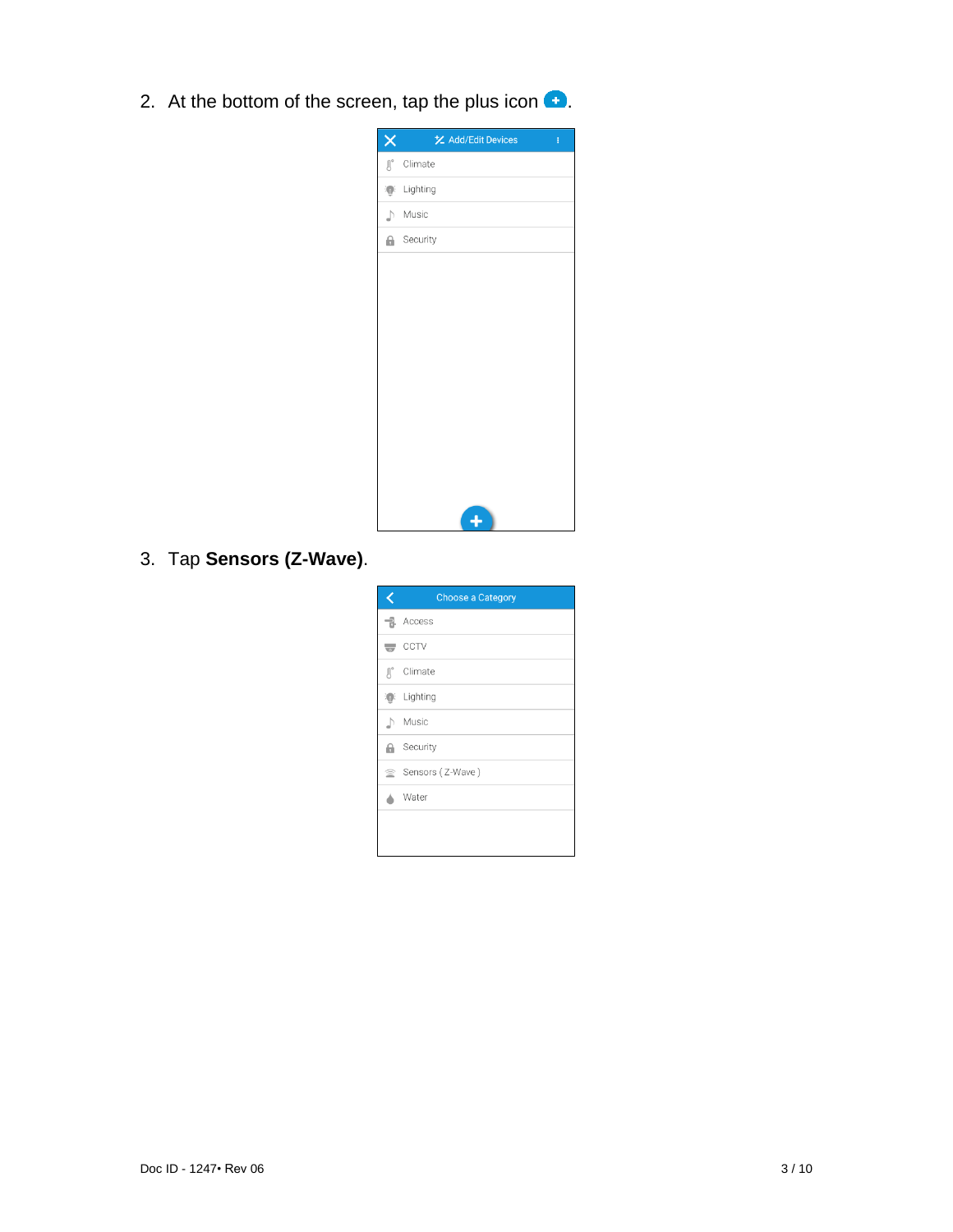2. At the bottom of the screen, tap the plus icon .

3. Tap **Sensors (Z-Wave)**.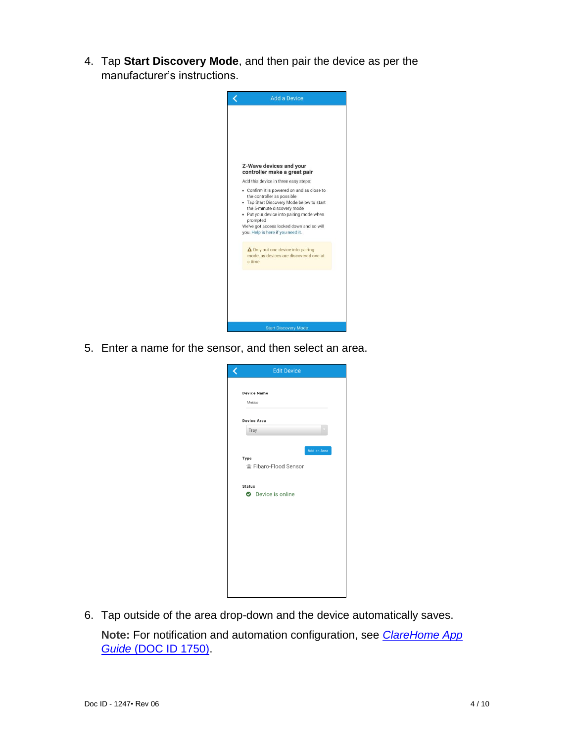4. Tap **Start Discovery Mode**, and then pair the device as per the manufacturer's instructions.

5. Enter a name for the sensor, and then select an area.

6. Tap outside of the area drop-down and the device automatically saves.

   **Note:** For notification and automation configuration, see *ClareHome App Guide* (DOC ID 1750).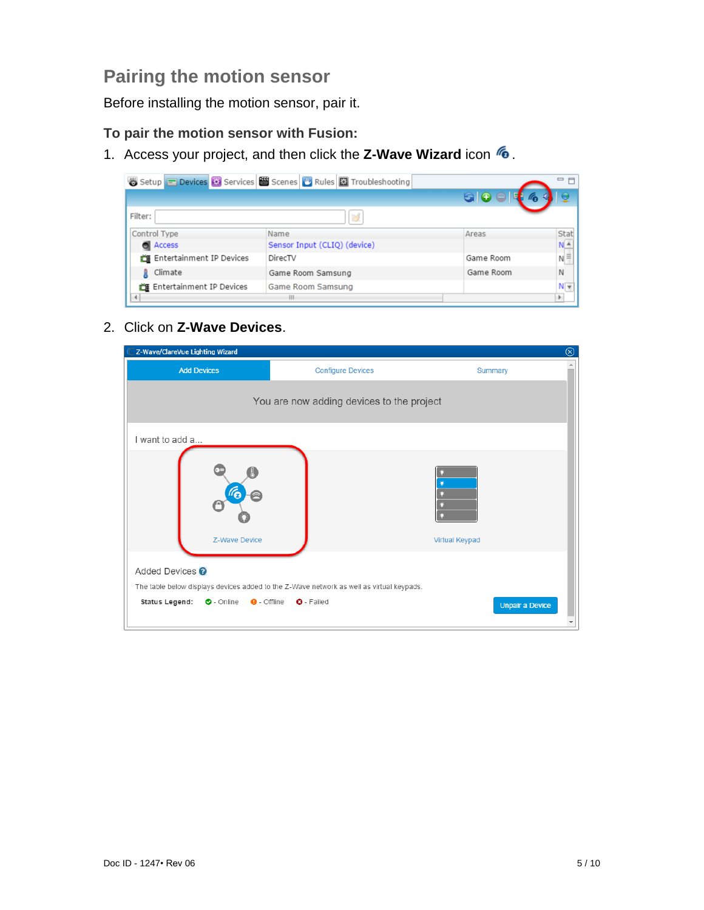## Pairing the motion sensor

Before installing the motion sensor, pair it.

### To pair the motion sensor with Fusion:

1. Access your project, and then click the **Z-Wave Wizard** icon .

2. Click on **Z-Wave Devices**.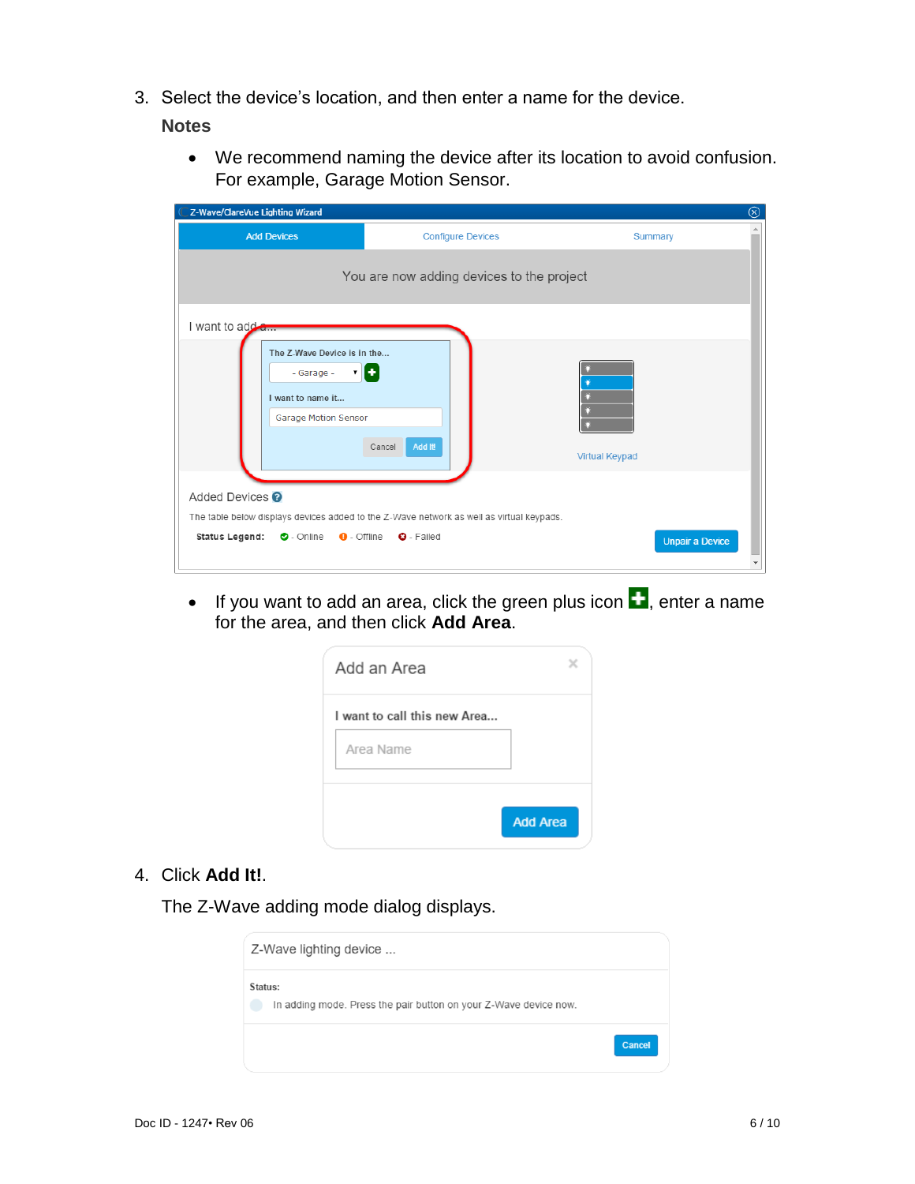3. Select the device's location, and then enter a name for the device.

   **Notes**

   - We recommend naming the device after its location to avoid confusion. For example, Garage Motion Sensor.
   - If you want to add an area, click the green plus icon, enter a name for the area, and then click **Add Area**.

4. Click **Add It!**.

   The Z-Wave adding mode dialog displays.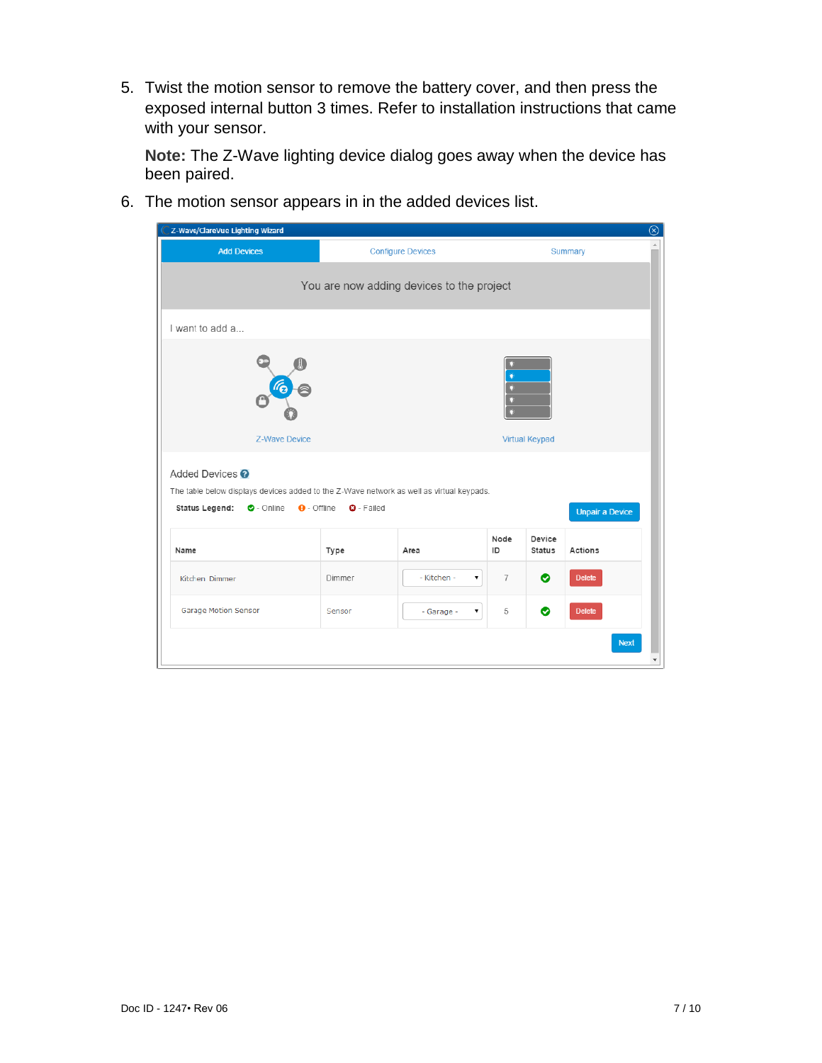5. Twist the motion sensor to remove the battery cover, and then press the exposed internal button 3 times. Refer to installation instructions that came with your sensor.

   **Note:** The Z-Wave lighting device dialog goes away when the device has been paired.

6. The motion sensor appears in in the added devices list.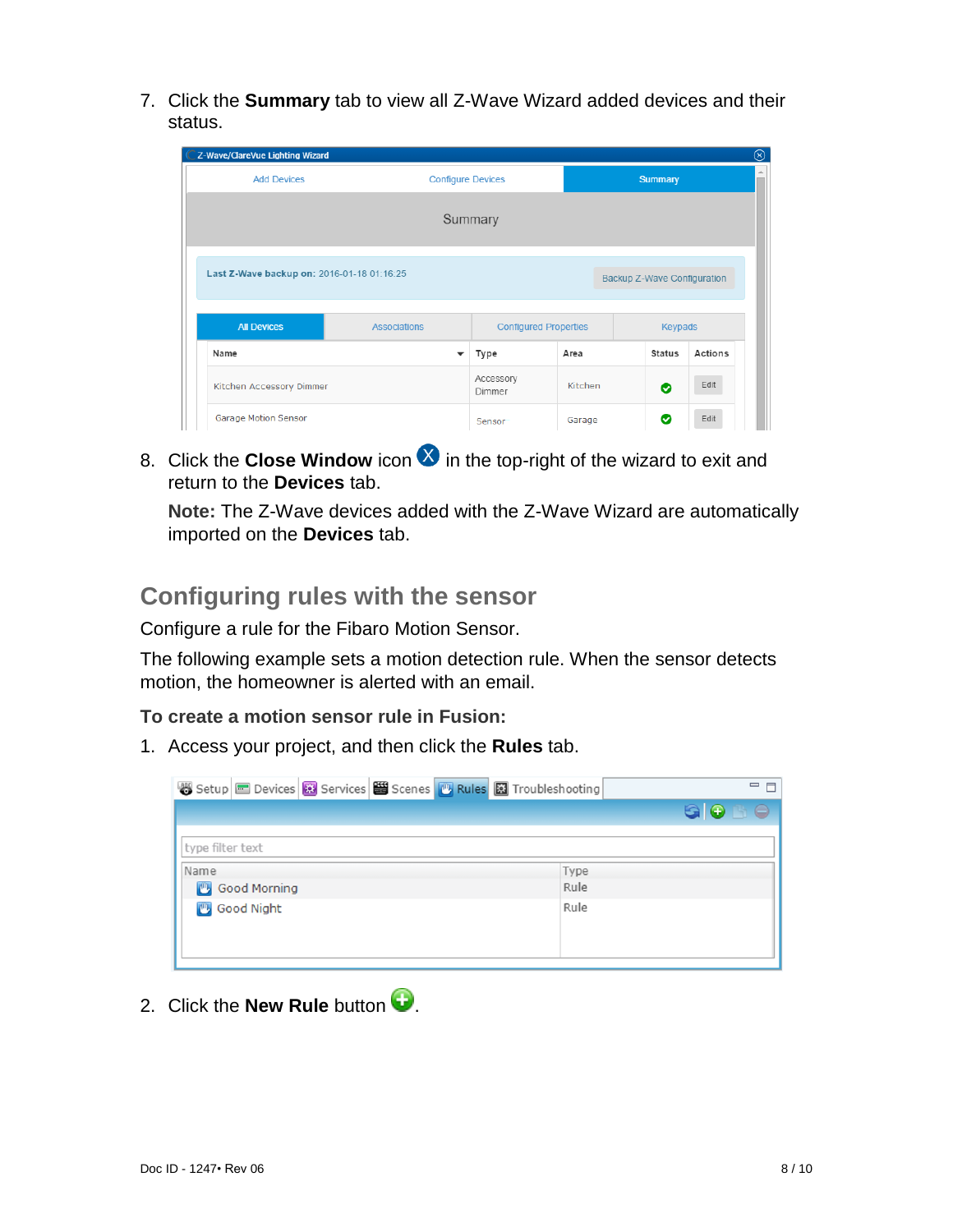7. Click the **Summary** tab to view all Z-Wave Wizard added devices and their status.

8. Click the **Close Window** icon in the top-right of the wizard to exit and return to the **Devices** tab.

   **Note:** The Z-Wave devices added with the Z-Wave Wizard are automatically imported on the **Devices** tab.

## Configuring rules with the sensor

Configure a rule for the Fibaro Motion Sensor.

The following example sets a motion detection rule. When the sensor detects motion, the homeowner is alerted with an email.

**To create a motion sensor rule in Fusion:**

1. Access your project, and then click the **Rules** tab.

2. Click the **New Rule** button .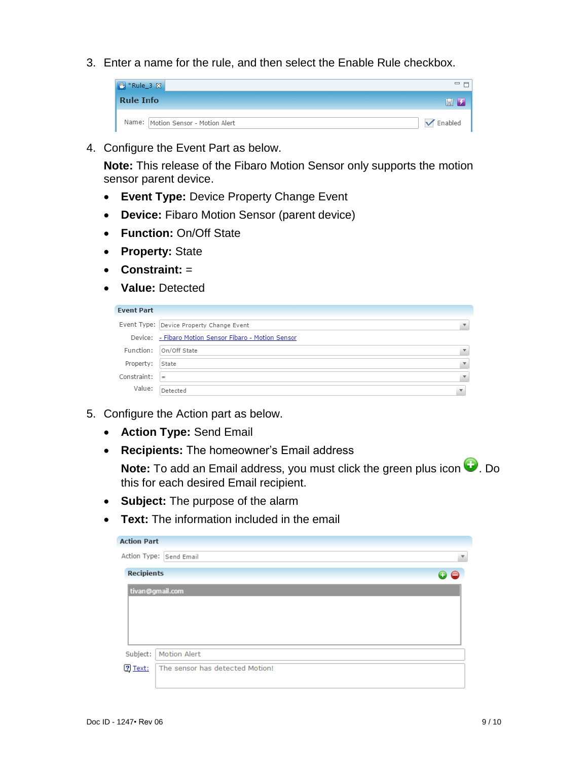3. Enter a name for the rule, and then select the Enable Rule checkbox.

4. Configure the Event Part as below.

   **Note:** This release of the Fibaro Motion Sensor only supports the motion sensor parent device.

   - **Event Type:** Device Property Change Event
   - **Device:** Fibaro Motion Sensor (parent device)
   - **Function:** On/Off State
   - **Property:** State
   - **Constraint:** =
   - **Value:** Detected

5. Configure the Action part as below.

   - **Action Type:** Send Email
   - **Recipients:** The homeowner's Email address

     **Note:** To add an Email address, you must click the green plus icon. Do this for each desired Email recipient.

   - **Subject:** The purpose of the alarm
   - **Text:** The information included in the email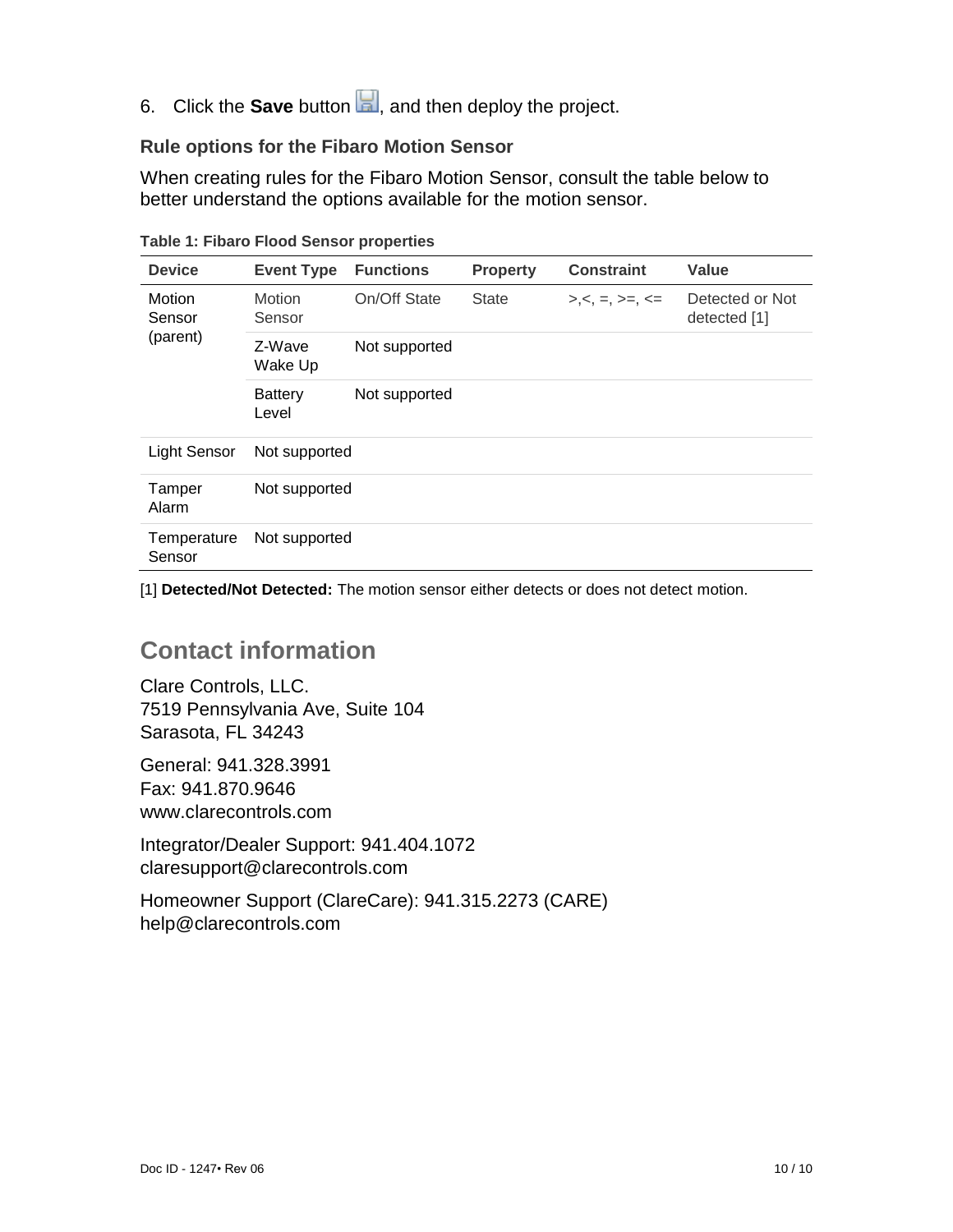6. Click the **Save** button, and then deploy the project.

### Rule options for the Fibaro Motion Sensor

When creating rules for the Fibaro Motion Sensor, consult the table below to better understand the options available for the motion sensor.

**Table 1: Fibaro Flood Sensor properties**

| Device | Event Type | Functions | Property | Constraint | Value |
|---|---|---|---|---|---|
| Motion Sensor (parent) | Motion Sensor | On/Off State | State | >,<, =, >=, <= | Detected or Not detected [1] |
| | Z-Wave Wake Up | Not supported | | | |
| | Battery Level | Not supported | | | |
| Light Sensor | Not supported | | | | |
| Tamper Alarm | Not supported | | | | |
| Temperature Sensor | Not supported | | | | |

[1] **Detected/Not Detected:** The motion sensor either detects or does not detect motion.

## Contact information

Clare Controls, LLC.
7519 Pennsylvania Ave, Suite 104
Sarasota, FL 34243

General: 941.328.3991
Fax: 941.870.9646
www.clarecontrols.com

Integrator/Dealer Support: 941.404.1072
claresupport@clarecontrols.com

Homeowner Support (ClareCare): 941.315.2273 (CARE)
help@clarecontrols.com

Doc ID - 1247• Rev 06